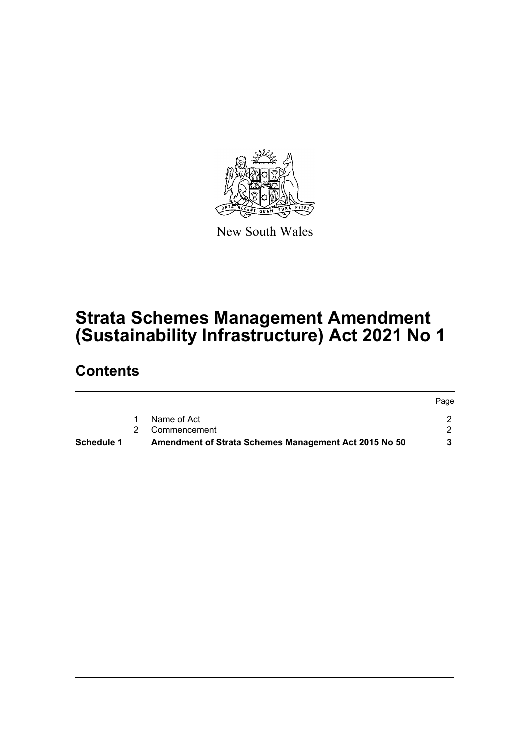New South Wales

# Strata Schemes Management Amendment (Sustainability Infrastructure) Act 2021 No 1

## Contents

| | | | Page |
|---|---|---|---|
| | 1 | Name of Act | 2 |
| | 2 | Commencement | 2 |
| **Schedule 1** | | **Amendment of Strata Schemes Management Act 2015 No 50** | **3** |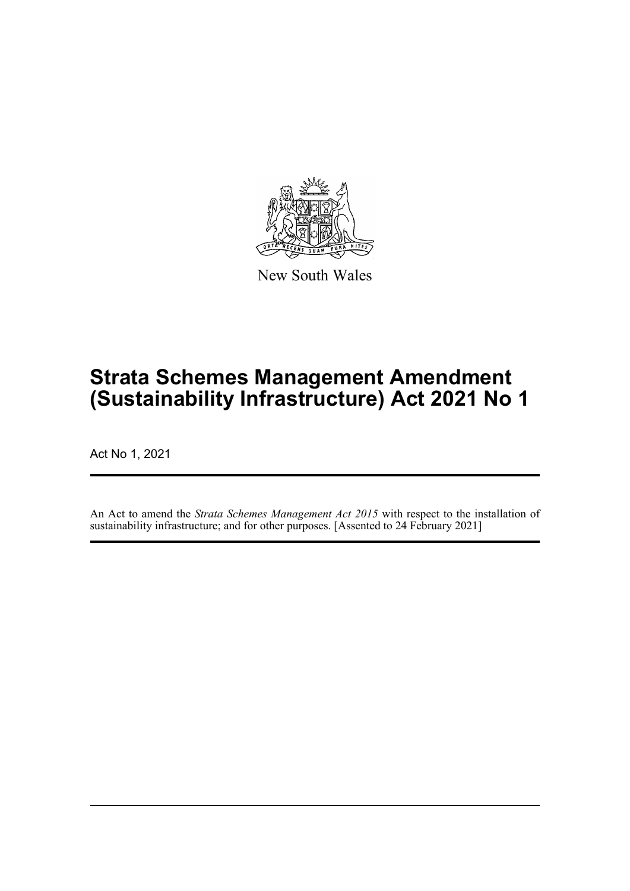New South Wales

# Strata Schemes Management Amendment (Sustainability Infrastructure) Act 2021 No 1

Act No 1, 2021

An Act to amend the *Strata Schemes Management Act 2015* with respect to the installation of sustainability infrastructure; and for other purposes. [Assented to 24 February 2021]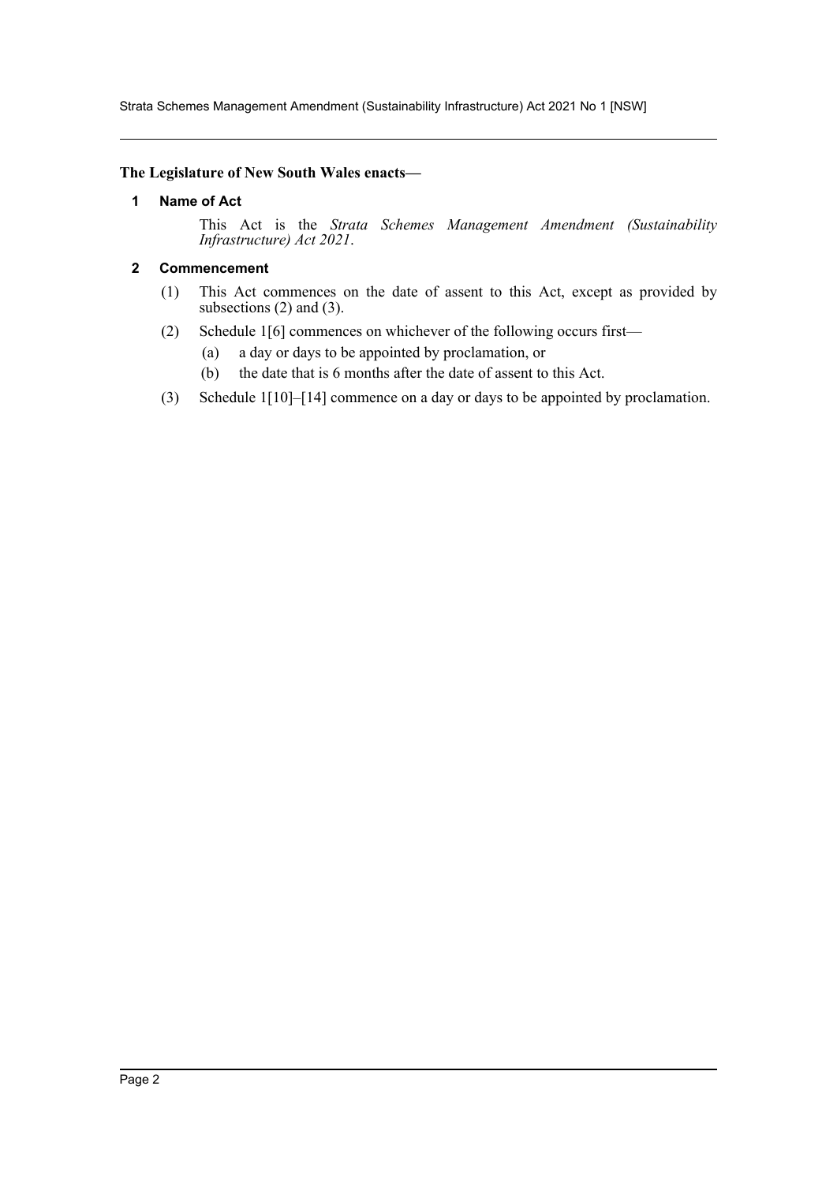**The Legislature of New South Wales enacts—**

## 1 Name of Act

This Act is the *Strata Schemes Management Amendment (Sustainability Infrastructure) Act 2021*.

## 2 Commencement

(1) This Act commences on the date of assent to this Act, except as provided by subsections (2) and (3).

(2) Schedule 1[6] commences on whichever of the following occurs first—

(a) a day or days to be appointed by proclamation, or

(b) the date that is 6 months after the date of assent to this Act.

(3) Schedule 1[10]–[14] commence on a day or days to be appointed by proclamation.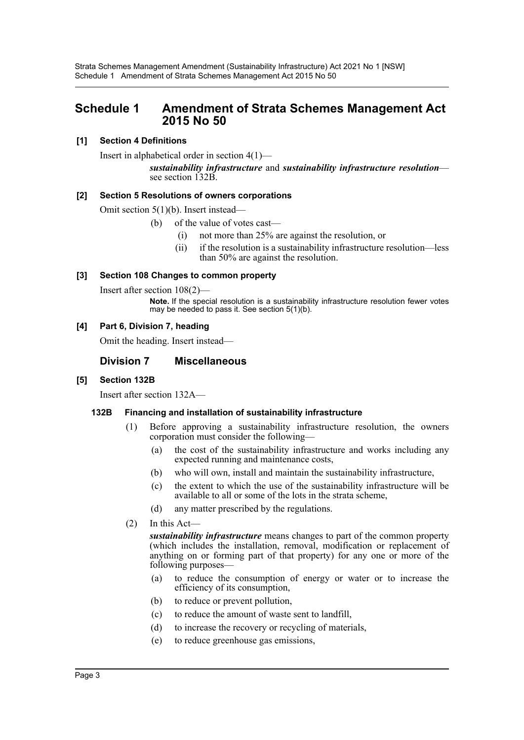# Schedule 1 Amendment of Strata Schemes Management Act 2015 No 50

### [1] Section 4 Definitions

Insert in alphabetical order in section 4(1)—

> ***sustainability infrastructure*** and ***sustainability infrastructure resolution***—see section 132B.

### [2] Section 5 Resolutions of owners corporations

Omit section 5(1)(b). Insert instead—

> (b) of the value of votes cast—
>
> (i) not more than 25% are against the resolution, or
>
> (ii) if the resolution is a sustainability infrastructure resolution—less than 50% are against the resolution.

### [3] Section 108 Changes to common property

Insert after section 108(2)—

> **Note.** If the special resolution is a sustainability infrastructure resolution fewer votes may be needed to pass it. See section 5(1)(b).

### [4] Part 6, Division 7, heading

Omit the heading. Insert instead—

## Division 7 Miscellaneous

### [5] Section 132B

Insert after section 132A—

#### 132B Financing and installation of sustainability infrastructure

(1) Before approving a sustainability infrastructure resolution, the owners corporation must consider the following—

(a) the cost of the sustainability infrastructure and works including any expected running and maintenance costs,

(b) who will own, install and maintain the sustainability infrastructure,

(c) the extent to which the use of the sustainability infrastructure will be available to all or some of the lots in the strata scheme,

(d) any matter prescribed by the regulations.

(2) In this Act—

***sustainability infrastructure*** means changes to part of the common property (which includes the installation, removal, modification or replacement of anything on or forming part of that property) for any one or more of the following purposes—

(a) to reduce the consumption of energy or water or to increase the efficiency of its consumption,

(b) to reduce or prevent pollution,

(c) to reduce the amount of waste sent to landfill,

(d) to increase the recovery or recycling of materials,

(e) to reduce greenhouse gas emissions,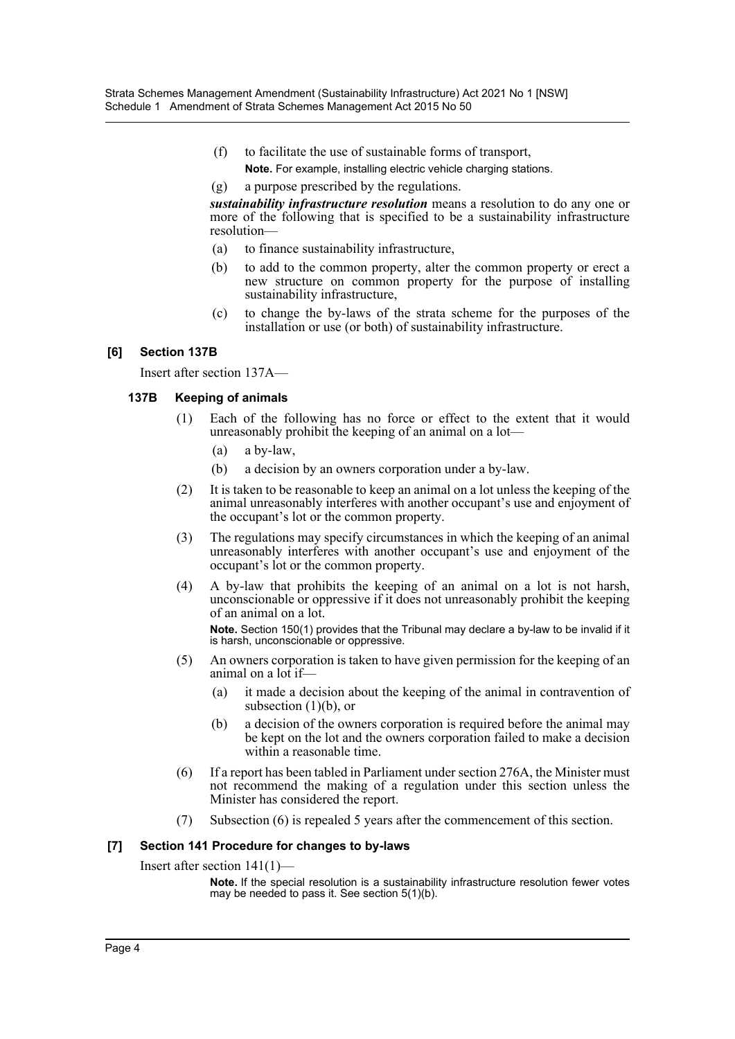(f) to facilitate the use of sustainable forms of transport,

**Note.** For example, installing electric vehicle charging stations.

(g) a purpose prescribed by the regulations.

***sustainability infrastructure resolution*** means a resolution to do any one or more of the following that is specified to be a sustainability infrastructure resolution—

(a) to finance sustainability infrastructure,

(b) to add to the common property, alter the common property or erect a new structure on common property for the purpose of installing sustainability infrastructure,

(c) to change the by-laws of the strata scheme for the purposes of the installation or use (or both) of sustainability infrastructure.

### [6] Section 137B

Insert after section 137A—

#### 137B Keeping of animals

(1) Each of the following has no force or effect to the extent that it would unreasonably prohibit the keeping of an animal on a lot—

(a) a by-law,

(b) a decision by an owners corporation under a by-law.

(2) It is taken to be reasonable to keep an animal on a lot unless the keeping of the animal unreasonably interferes with another occupant's use and enjoyment of the occupant's lot or the common property.

(3) The regulations may specify circumstances in which the keeping of an animal unreasonably interferes with another occupant's use and enjoyment of the occupant's lot or the common property.

(4) A by-law that prohibits the keeping of an animal on a lot is not harsh, unconscionable or oppressive if it does not unreasonably prohibit the keeping of an animal on a lot.

**Note.** Section 150(1) provides that the Tribunal may declare a by-law to be invalid if it is harsh, unconscionable or oppressive.

(5) An owners corporation is taken to have given permission for the keeping of an animal on a lot if—

(a) it made a decision about the keeping of the animal in contravention of subsection (1)(b), or

(b) a decision of the owners corporation is required before the animal may be kept on the lot and the owners corporation failed to make a decision within a reasonable time.

(6) If a report has been tabled in Parliament under section 276A, the Minister must not recommend the making of a regulation under this section unless the Minister has considered the report.

(7) Subsection (6) is repealed 5 years after the commencement of this section.

### [7] Section 141 Procedure for changes to by-laws

Insert after section 141(1)—

**Note.** If the special resolution is a sustainability infrastructure resolution fewer votes may be needed to pass it. See section 5(1)(b).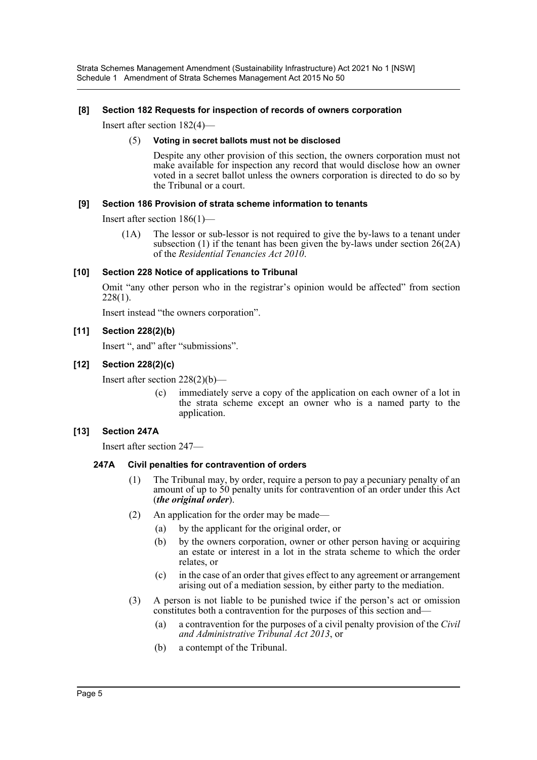**[8] Section 182 Requests for inspection of records of owners corporation**

Insert after section 182(4)—

(5) **Voting in secret ballots must not be disclosed**

Despite any other provision of this section, the owners corporation must not make available for inspection any record that would disclose how an owner voted in a secret ballot unless the owners corporation is directed to do so by the Tribunal or a court.

**[9] Section 186 Provision of strata scheme information to tenants**

Insert after section 186(1)—

(1A) The lessor or sub-lessor is not required to give the by-laws to a tenant under subsection (1) if the tenant has been given the by-laws under section 26(2A) of the *Residential Tenancies Act 2010*.

**[10] Section 228 Notice of applications to Tribunal**

Omit "any other person who in the registrar's opinion would be affected" from section 228(1).

Insert instead "the owners corporation".

**[11] Section 228(2)(b)**

Insert ", and" after "submissions".

**[12] Section 228(2)(c)**

Insert after section 228(2)(b)—

(c) immediately serve a copy of the application on each owner of a lot in the strata scheme except an owner who is a named party to the application.

**[13] Section 247A**

Insert after section 247—

**247A Civil penalties for contravention of orders**

(1) The Tribunal may, by order, require a person to pay a pecuniary penalty of an amount of up to 50 penalty units for contravention of an order under this Act (***the original order***).

(2) An application for the order may be made—

(a) by the applicant for the original order, or

(b) by the owners corporation, owner or other person having or acquiring an estate or interest in a lot in the strata scheme to which the order relates, or

(c) in the case of an order that gives effect to any agreement or arrangement arising out of a mediation session, by either party to the mediation.

(3) A person is not liable to be punished twice if the person's act or omission constitutes both a contravention for the purposes of this section and—

(a) a contravention for the purposes of a civil penalty provision of the *Civil and Administrative Tribunal Act 2013*, or

(b) a contempt of the Tribunal.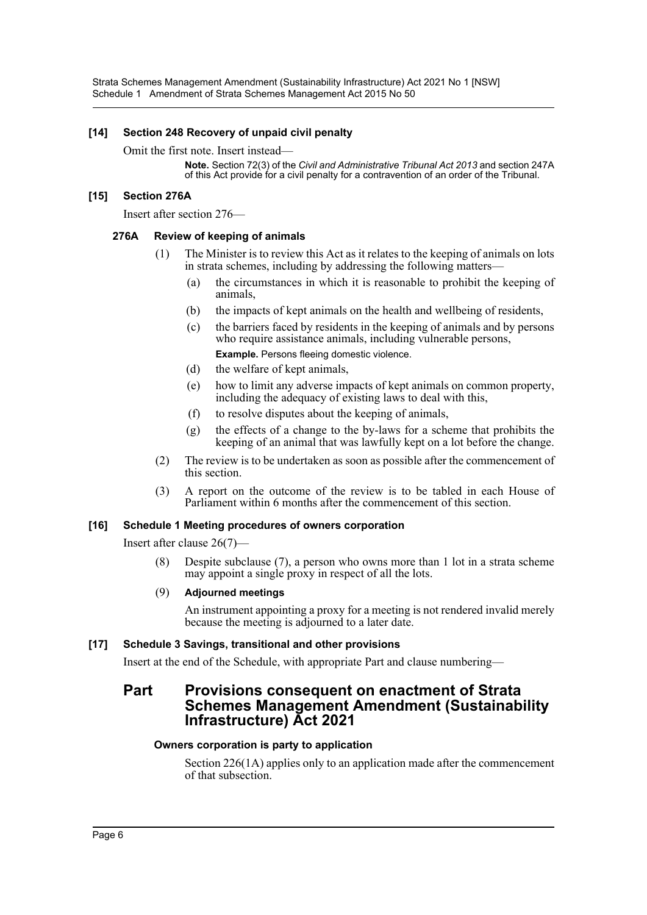### [14] Section 248 Recovery of unpaid civil penalty

Omit the first note. Insert instead—

> **Note.** Section 72(3) of the *Civil and Administrative Tribunal Act 2013* and section 247A of this Act provide for a civil penalty for a contravention of an order of the Tribunal.

### [15] Section 276A

Insert after section 276—

#### 276A Review of keeping of animals

(1) The Minister is to review this Act as it relates to the keeping of animals on lots in strata schemes, including by addressing the following matters—

(a) the circumstances in which it is reasonable to prohibit the keeping of animals,

(b) the impacts of kept animals on the health and wellbeing of residents,

(c) the barriers faced by residents in the keeping of animals and by persons who require assistance animals, including vulnerable persons,

**Example.** Persons fleeing domestic violence.

(d) the welfare of kept animals,

(e) how to limit any adverse impacts of kept animals on common property, including the adequacy of existing laws to deal with this,

(f) to resolve disputes about the keeping of animals,

(g) the effects of a change to the by-laws for a scheme that prohibits the keeping of an animal that was lawfully kept on a lot before the change.

(2) The review is to be undertaken as soon as possible after the commencement of this section.

(3) A report on the outcome of the review is to be tabled in each House of Parliament within 6 months after the commencement of this section.

### [16] Schedule 1 Meeting procedures of owners corporation

Insert after clause 26(7)—

(8) Despite subclause (7), a person who owns more than 1 lot in a strata scheme may appoint a single proxy in respect of all the lots.

(9) **Adjourned meetings**

An instrument appointing a proxy for a meeting is not rendered invalid merely because the meeting is adjourned to a later date.

### [17] Schedule 3 Savings, transitional and other provisions

Insert at the end of the Schedule, with appropriate Part and clause numbering—

## Part Provisions consequent on enactment of Strata Schemes Management Amendment (Sustainability Infrastructure) Act 2021

#### Owners corporation is party to application

Section 226(1A) applies only to an application made after the commencement of that subsection.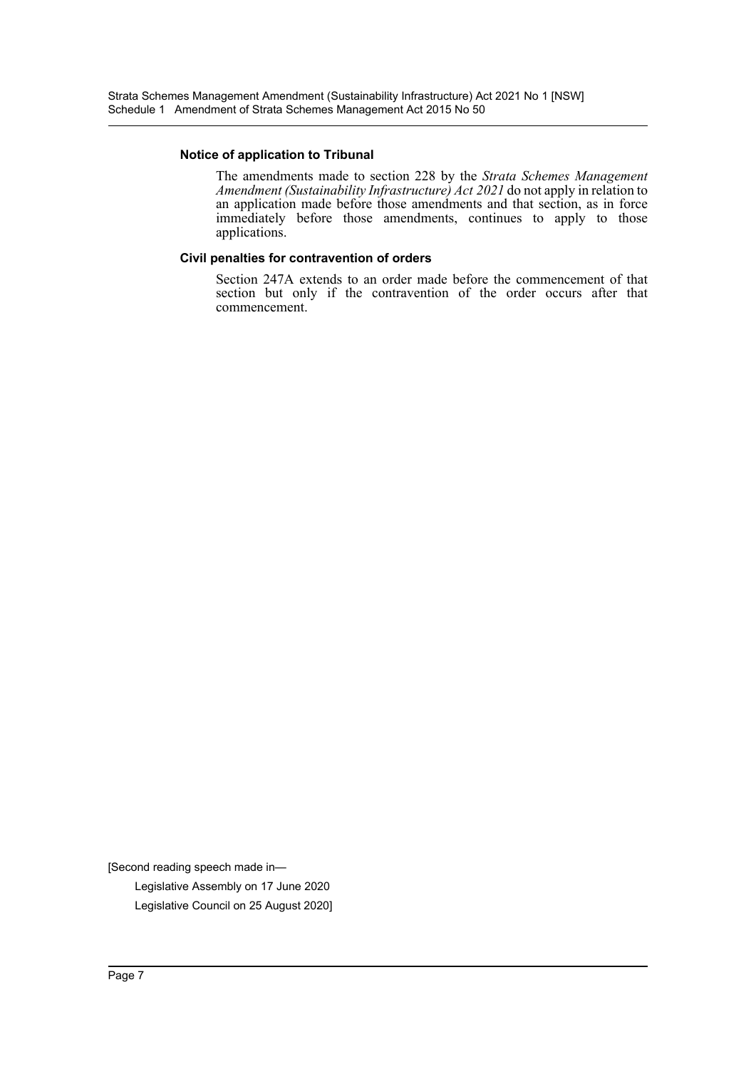#### Notice of application to Tribunal

The amendments made to section 228 by the *Strata Schemes Management Amendment (Sustainability Infrastructure) Act 2021* do not apply in relation to an application made before those amendments and that section, as in force immediately before those amendments, continues to apply to those applications.

#### Civil penalties for contravention of orders

Section 247A extends to an order made before the commencement of that section but only if the contravention of the order occurs after that commencement.

[Second reading speech made in—

Legislative Assembly on 17 June 2020

Legislative Council on 25 August 2020]